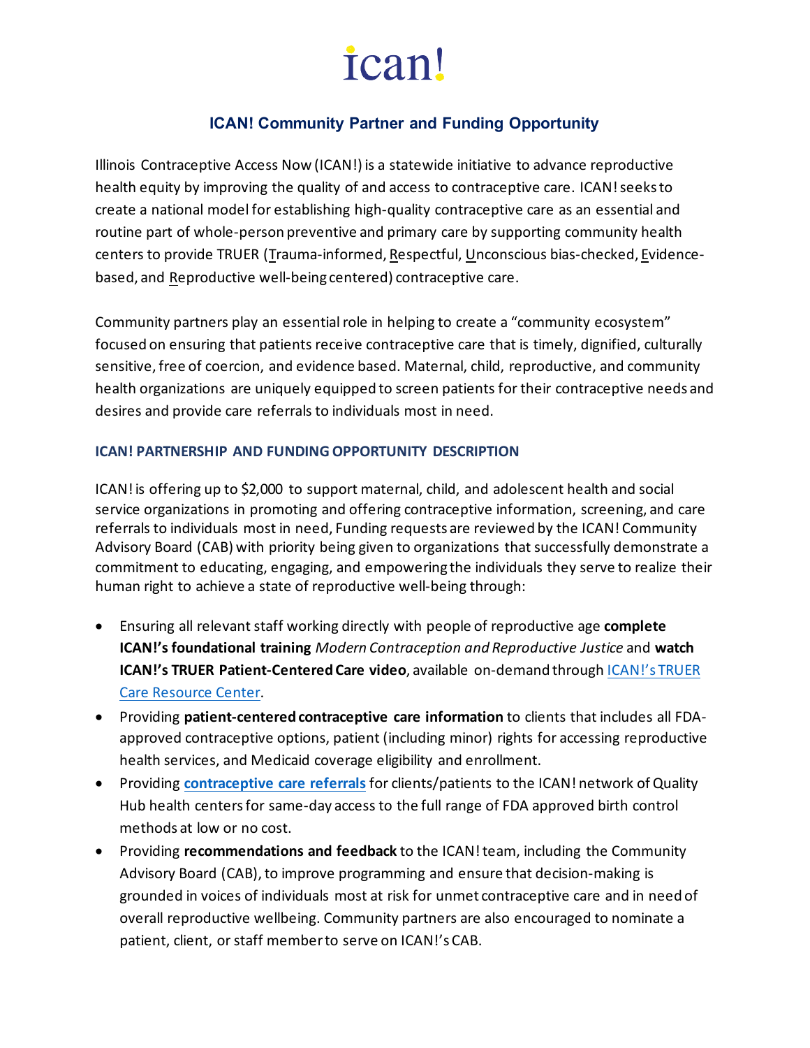# ican!

## ICAN! Community Partner and Funding Opportunity

Illinois Contraceptive Access Now (ICAN!) is a statewide initiative to advance reproductive health equity by improving the quality of and access to contraceptive care. ICAN! seeks to create a national model for establishing high-quality contraceptive care as an essential and routine part of whole-person preventive and primary care by supporting community health centers to provide TRUER (Trauma-informed, Respectful, Unconscious bias-checked, Evidence-based, and Reproductive well-being centered) contraceptive care.

Community partners play an essential role in helping to create a "community ecosystem" focused on ensuring that patients receive contraceptive care that is timely, dignified, culturally sensitive, free of coercion, and evidence based. Maternal, child, reproductive, and community health organizations are uniquely equipped to screen patients for their contraceptive needs and desires and provide care referrals to individuals most in need.

### ICAN! PARTNERSHIP AND FUNDING OPPORTUNITY DESCRIPTION

ICAN! is offering up to $2,000 to support maternal, child, and adolescent health and social service organizations in promoting and offering contraceptive information, screening, and care referrals to individuals most in need, Funding requests are reviewed by the ICAN! Community Advisory Board (CAB) with priority being given to organizations that successfully demonstrate a commitment to educating, engaging, and empowering the individuals they serve to realize their human right to achieve a state of reproductive well-being through:

- Ensuring all relevant staff working directly with people of reproductive age **complete ICAN!'s foundational training** *Modern Contraception and Reproductive Justice* and **watch ICAN!'s TRUER Patient-Centered Care video**, available on-demand through ICAN!'s TRUER Care Resource Center.
- Providing **patient-centered contraceptive care information** to clients that includes all FDA-approved contraceptive options, patient (including minor) rights for accessing reproductive health services, and Medicaid coverage eligibility and enrollment.
- Providing **contraceptive care referrals** for clients/patients to the ICAN! network of Quality Hub health centers for same-day access to the full range of FDA approved birth control methods at low or no cost.
- Providing **recommendations and feedback** to the ICAN! team, including the Community Advisory Board (CAB), to improve programming and ensure that decision-making is grounded in voices of individuals most at risk for unmet contraceptive care and in need of overall reproductive wellbeing. Community partners are also encouraged to nominate a patient, client, or staff member to serve on ICAN!'s CAB.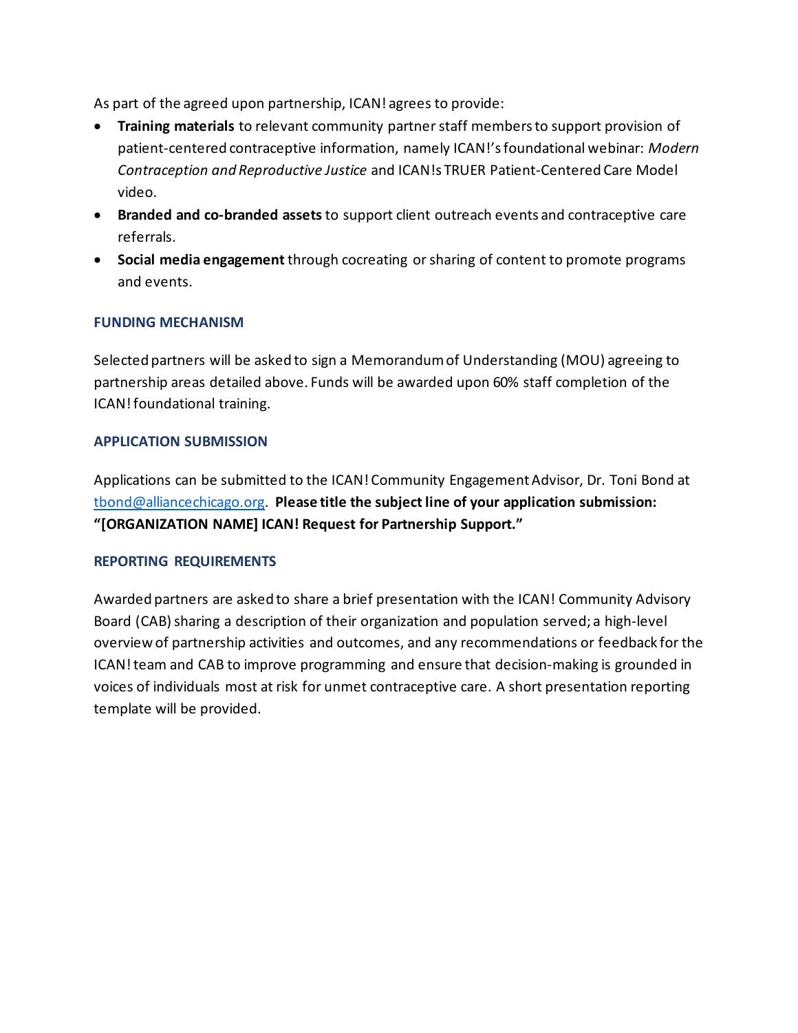As part of the agreed upon partnership, ICAN! agrees to provide:

- **Training materials** to relevant community partner staff members to support provision of patient-centered contraceptive information, namely ICAN!'s foundational webinar: *Modern Contraception and Reproductive Justice* and ICAN!s TRUER Patient-Centered Care Model video.
- **Branded and co-branded assets** to support client outreach events and contraceptive care referrals.
- **Social media engagement** through cocreating or sharing of content to promote programs and events.

## FUNDING MECHANISM

Selected partners will be asked to sign a Memorandum of Understanding (MOU) agreeing to partnership areas detailed above. Funds will be awarded upon 60% staff completion of the ICAN! foundational training.

## APPLICATION SUBMISSION

Applications can be submitted to the ICAN! Community Engagement Advisor, Dr. Toni Bond at tbond@alliancechicago.org. **Please title the subject line of your application submission: "[ORGANIZATION NAME] ICAN! Request for Partnership Support."**

## REPORTING REQUIREMENTS

Awarded partners are asked to share a brief presentation with the ICAN! Community Advisory Board (CAB) sharing a description of their organization and population served; a high-level overview of partnership activities and outcomes, and any recommendations or feedback for the ICAN! team and CAB to improve programming and ensure that decision-making is grounded in voices of individuals most at risk for unmet contraceptive care. A short presentation reporting template will be provided.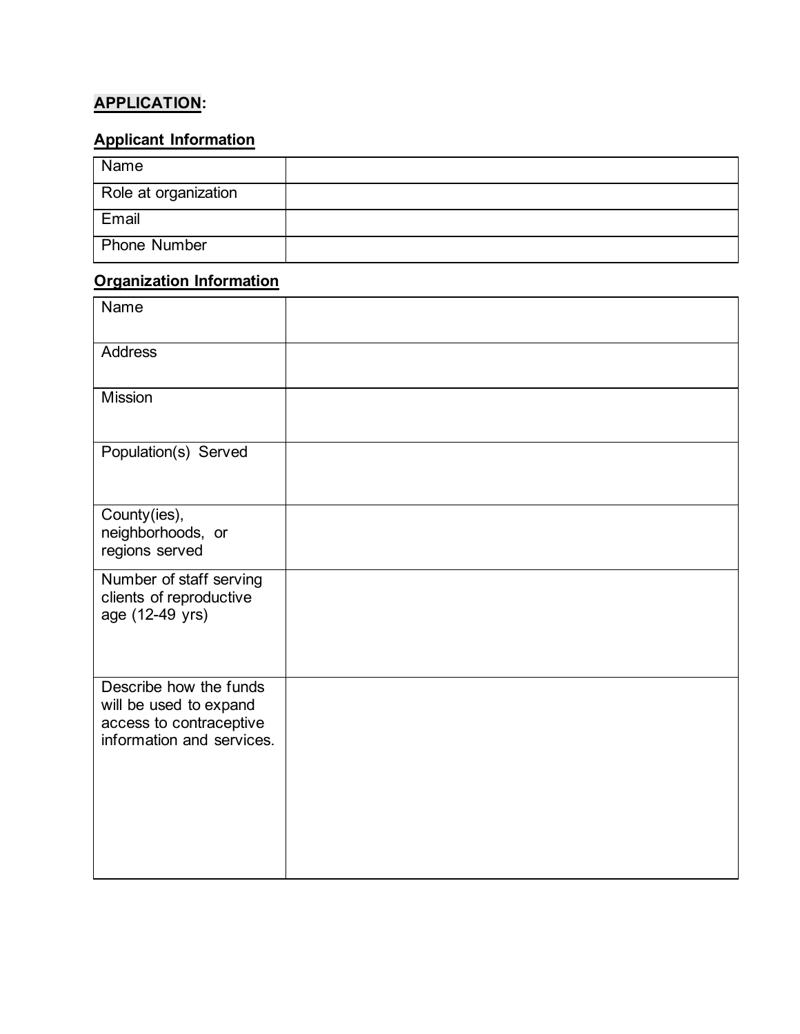**APPLICATION:**

**Applicant Information**

| | |
|---|---|
| Name | |
| Role at organization | |
| Email | |
| Phone Number | |

**Organization Information**

| | |
|---|---|
| Name | |
| Address | |
| Mission | |
| Population(s) Served | |
| County(ies), neighborhoods, or regions served | |
| Number of staff serving clients of reproductive age (12-49 yrs) | |
| Describe how the funds will be used to expand access to contraceptive information and services. | |